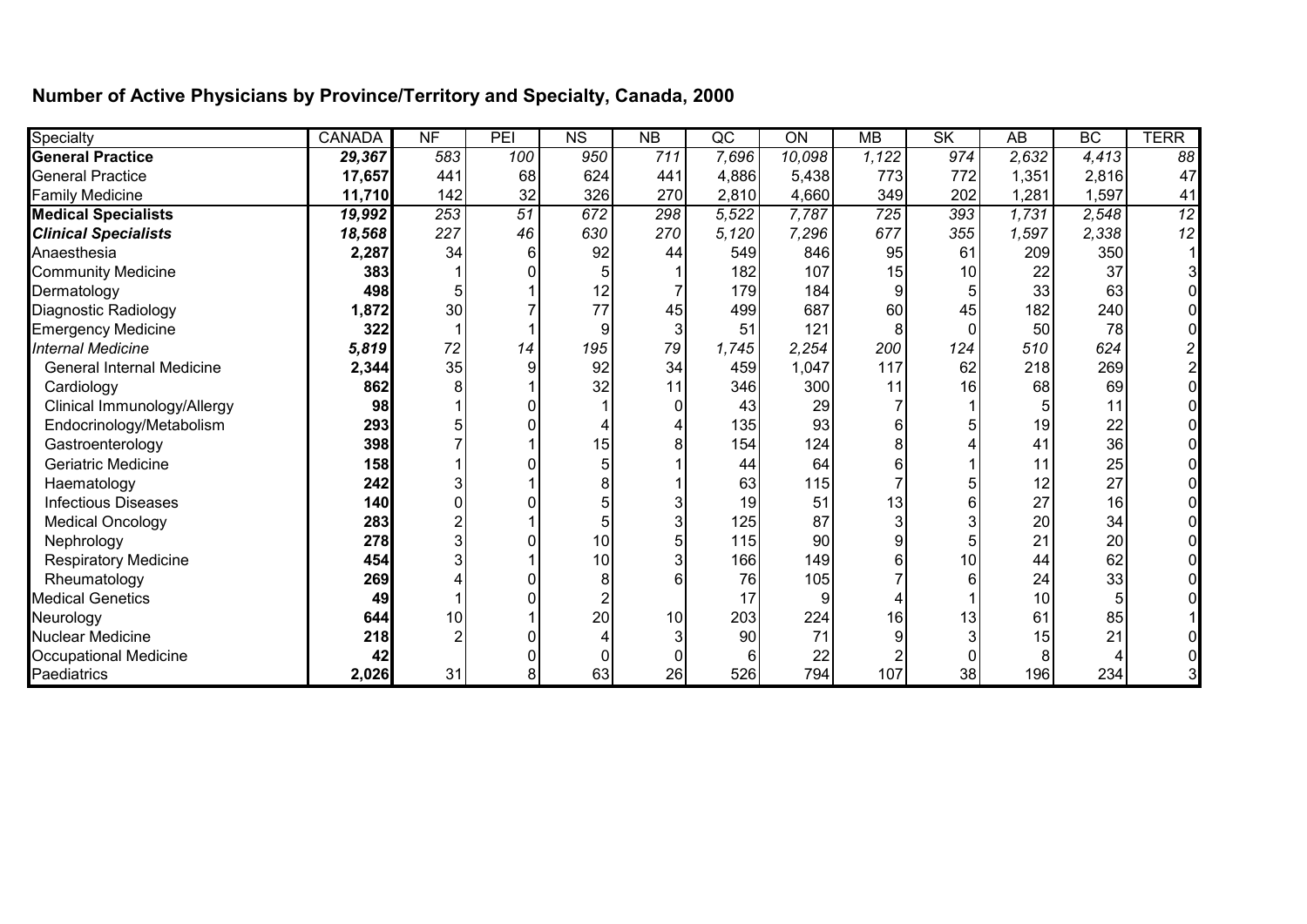## Number of Active Physicians by Province/Territory and Specialty, Canada, 2000

| Specialty | CANADA | NF | PEI | NS | NB | QC | ON | MB | SK | AB | BC | TERR |
|---|---|---|---|---|---|---|---|---|---|---|---|---|
| **General Practice** | ***29,367*** | *583* | *100* | *950* | *711* | *7,696* | *10,098* | *1,122* | *974* | *2,632* | *4,413* | *88* |
| General Practice | **17,657** | 441 | 68 | 624 | 441 | 4,886 | 5,438 | 773 | 772 | 1,351 | 2,816 | 47 |
| Family Medicine | **11,710** | 142 | 32 | 326 | 270 | 2,810 | 4,660 | 349 | 202 | 1,281 | 1,597 | 41 |
| **Medical Specialists** | ***19,992*** | *253* | *51* | *672* | *298* | *5,522* | *7,787* | *725* | *393* | *1,731* | *2,548* | *12* |
| ***Clinical Specialists*** | ***18,568*** | *227* | *46* | *630* | *270* | *5,120* | *7,296* | *677* | *355* | *1,597* | *2,338* | *12* |
| Anaesthesia | **2,287** | 34 | 6 | 92 | 44 | 549 | 846 | 95 | 61 | 209 | 350 | 1 |
| Community Medicine | **383** | 1 | 0 | 5 | 1 | 182 | 107 | 15 | 10 | 22 | 37 | 3 |
| Dermatology | **498** | 5 | 1 | 12 | 7 | 179 | 184 | 9 | 5 | 33 | 63 | 0 |
| Diagnostic Radiology | **1,872** | 30 | 7 | 77 | 45 | 499 | 687 | 60 | 45 | 182 | 240 | 0 |
| Emergency Medicine | **322** | 1 | 1 | 9 | 3 | 51 | 121 | 8 | 0 | 50 | 78 | 0 |
| *Internal Medicine* | ***5,819*** | *72* | *14* | *195* | *79* | *1,745* | *2,254* | *200* | *124* | *510* | *624* | *2* |
| General Internal Medicine | **2,344** | 35 | 9 | 92 | 34 | 459 | 1,047 | 117 | 62 | 218 | 269 | 2 |
| Cardiology | **862** | 8 | 1 | 32 | 11 | 346 | 300 | 11 | 16 | 68 | 69 | 0 |
| Clinical Immunology/Allergy | **98** | 1 | 0 | 1 | 0 | 43 | 29 | 7 | 1 | 5 | 11 | 0 |
| Endocrinology/Metabolism | **293** | 5 | 0 | 4 | 4 | 135 | 93 | 6 | 5 | 19 | 22 | 0 |
| Gastroenterology | **398** | 7 | 1 | 15 | 8 | 154 | 124 | 8 | 4 | 41 | 36 | 0 |
| Geriatric Medicine | **158** | 1 | 0 | 5 | 1 | 44 | 64 | 6 | 1 | 11 | 25 | 0 |
| Haematology | **242** | 3 | 1 | 8 | 1 | 63 | 115 | 7 | 5 | 12 | 27 | 0 |
| Infectious Diseases | **140** | 0 | 0 | 5 | 3 | 19 | 51 | 13 | 6 | 27 | 16 | 0 |
| Medical Oncology | **283** | 2 | 1 | 5 | 3 | 125 | 87 | 3 | 3 | 20 | 34 | 0 |
| Nephrology | **278** | 3 | 0 | 10 | 5 | 115 | 90 | 9 | 5 | 21 | 20 | 0 |
| Respiratory Medicine | **454** | 3 | 1 | 10 | 3 | 166 | 149 | 6 | 10 | 44 | 62 | 0 |
| Rheumatology | **269** | 4 | 0 | 8 | 6 | 76 | 105 | 7 | 6 | 24 | 33 | 0 |
| Medical Genetics | **49** | 1 | 0 | 2 | | 17 | 9 | 4 | 1 | 10 | 5 | 0 |
| Neurology | **644** | 10 | 1 | 20 | 10 | 203 | 224 | 16 | 13 | 61 | 85 | 1 |
| Nuclear Medicine | **218** | 2 | 0 | 4 | 3 | 90 | 71 | 9 | 3 | 15 | 21 | 0 |
| Occupational Medicine | **42** | | 0 | 0 | 0 | 6 | 22 | 2 | 0 | 8 | 4 | 0 |
| Paediatrics | **2,026** | 31 | 8 | 63 | 26 | 526 | 794 | 107 | 38 | 196 | 234 | 3 |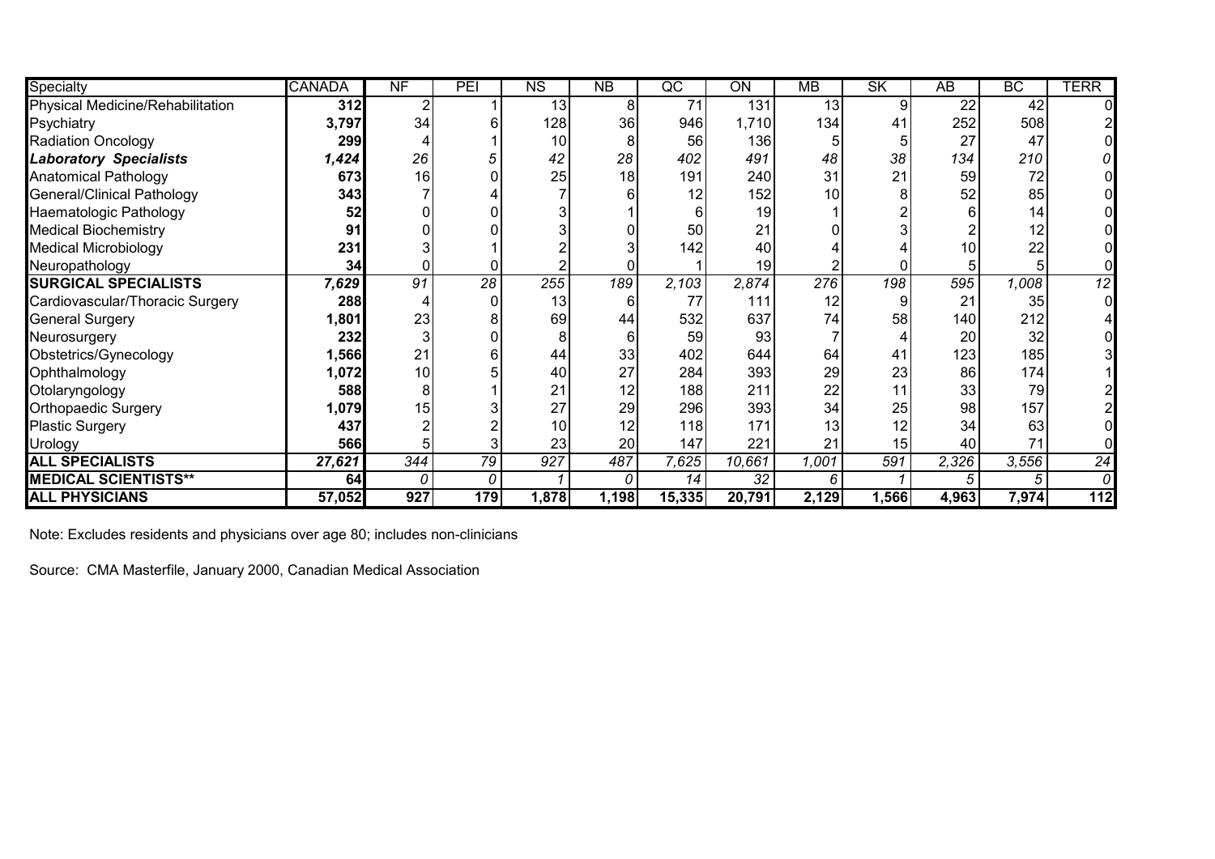| Specialty | CANADA | NF | PEI | NS | NB | QC | ON | MB | SK | AB | BC | TERR |
|---|---|---|---|---|---|---|---|---|---|---|---|---|
| Physical Medicine/Rehabilitation | **312** | 2 | 1 | 13 | 8 | 71 | 131 | 13 | 9 | 22 | 42 | 0 |
| Psychiatry | **3,797** | 34 | 6 | 128 | 36 | 946 | 1,710 | 134 | 41 | 252 | 508 | 2 |
| Radiation Oncology | **299** | 4 | 1 | 10 | 8 | 56 | 136 | 5 | 5 | 27 | 47 | 0 |
| ***Laboratory Specialists*** | ***1,424*** | *26* | *5* | *42* | *28* | *402* | *491* | *48* | *38* | *134* | *210* | *0* |
| Anatomical Pathology | **673** | 16 | 0 | 25 | 18 | 191 | 240 | 31 | 21 | 59 | 72 | 0 |
| General/Clinical Pathology | **343** | 7 | 4 | 7 | 6 | 12 | 152 | 10 | 8 | 52 | 85 | 0 |
| Haematologic Pathology | **52** | 0 | 0 | 3 | 1 | 6 | 19 | 1 | 2 | 6 | 14 | 0 |
| Medical Biochemistry | **91** | 0 | 0 | 3 | 0 | 50 | 21 | 0 | 3 | 2 | 12 | 0 |
| Medical Microbiology | **231** | 3 | 1 | 2 | 3 | 142 | 40 | 4 | 4 | 10 | 22 | 0 |
| Neuropathology | **34** | 0 | 0 | 2 | 0 | 1 | 19 | 2 | 0 | 5 | 5 | 0 |
| **SURGICAL SPECIALISTS** | ***7,629*** | *91* | *28* | *255* | *189* | *2,103* | *2,874* | *276* | *198* | *595* | *1,008* | *12* |
| Cardiovascular/Thoracic Surgery | **288** | 4 | 0 | 13 | 6 | 77 | 111 | 12 | 9 | 21 | 35 | 0 |
| General Surgery | **1,801** | 23 | 8 | 69 | 44 | 532 | 637 | 74 | 58 | 140 | 212 | 4 |
| Neurosurgery | **232** | 3 | 0 | 8 | 6 | 59 | 93 | 7 | 4 | 20 | 32 | 0 |
| Obstetrics/Gynecology | **1,566** | 21 | 6 | 44 | 33 | 402 | 644 | 64 | 41 | 123 | 185 | 3 |
| Ophthalmology | **1,072** | 10 | 5 | 40 | 27 | 284 | 393 | 29 | 23 | 86 | 174 | 1 |
| Otolaryngology | **588** | 8 | 1 | 21 | 12 | 188 | 211 | 22 | 11 | 33 | 79 | 2 |
| Orthopaedic Surgery | **1,079** | 15 | 3 | 27 | 29 | 296 | 393 | 34 | 25 | 98 | 157 | 2 |
| Plastic Surgery | **437** | 2 | 2 | 10 | 12 | 118 | 171 | 13 | 12 | 34 | 63 | 0 |
| Urology | **566** | 5 | 3 | 23 | 20 | 147 | 221 | 21 | 15 | 40 | 71 | 0 |
| **ALL SPECIALISTS** | ***27,621*** | *344* | *79* | *927* | *487* | *7,625* | *10,661* | *1,001* | *591* | *2,326* | *3,556* | *24* |
| **MEDICAL SCIENTISTS**** | **64** | *0* | *0* | *1* | *0* | *14* | *32* | *6* | *1* | *5* | *5* | *0* |
| **ALL PHYSICIANS** | **57,052** | **927** | **179** | **1,878** | **1,198** | **15,335** | **20,791** | **2,129** | **1,566** | **4,963** | **7,974** | **112** |

Note: Excludes residents and physicians over age 80; includes non-clinicians

Source: CMA Masterfile, January 2000, Canadian Medical Association